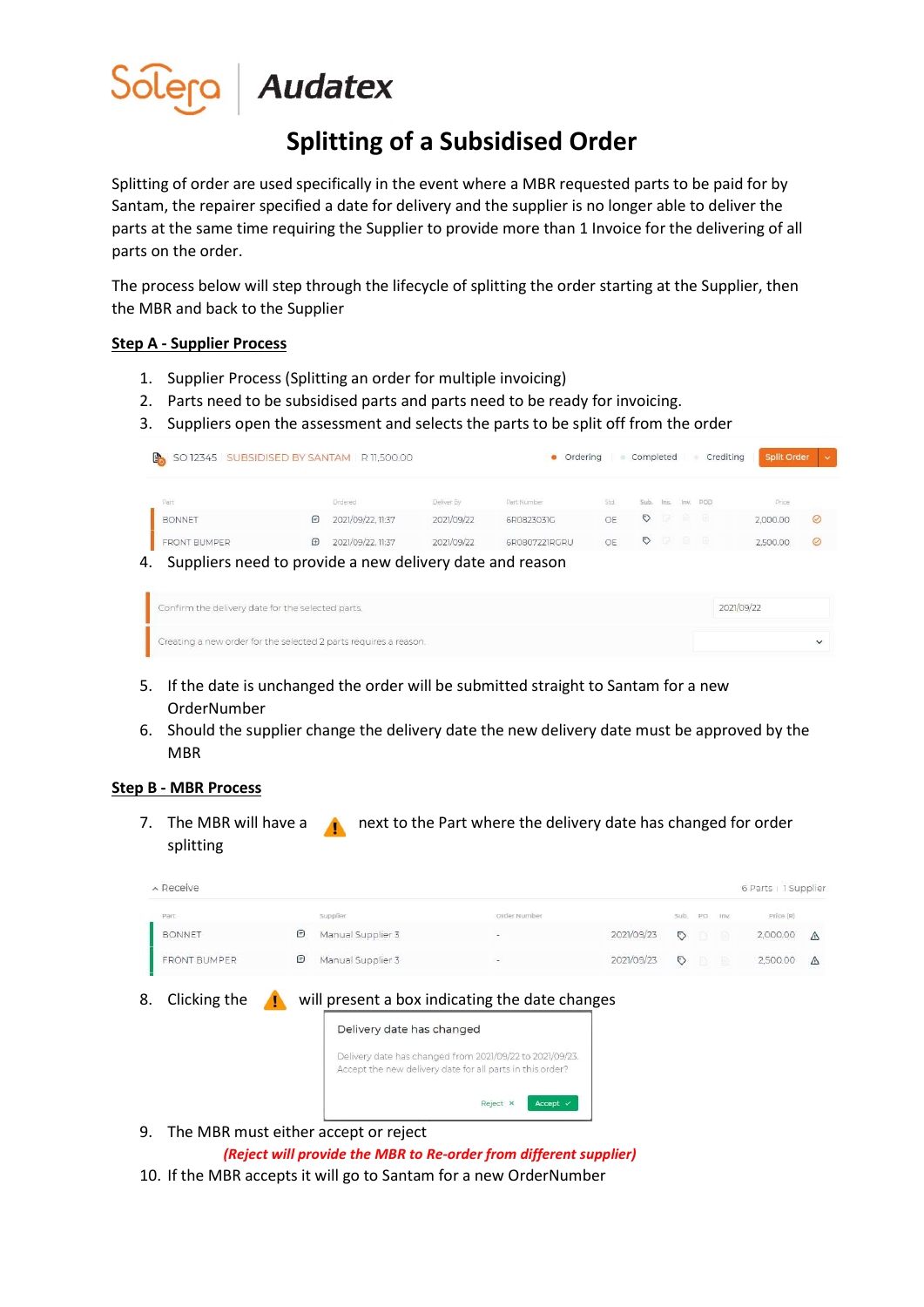# Splitting of a Subsidised Order

Splitting of order are used specifically in the event where a MBR requested parts to be paid for by Santam, the repairer specified a date for delivery and the supplier is no longer able to deliver the parts at the same time requiring the Supplier to provide more than 1 Invoice for the delivering of all parts on the order.

The process below will step through the lifecycle of splitting the order starting at the Supplier, then the MBR and back to the Supplier

## Step A - Supplier Process

1. Supplier Process (Splitting an order for multiple invoicing)
2. Parts need to be subsidised parts and parts need to be ready for invoicing.
3. Suppliers open the assessment and selects the parts to be split off from the order

SO 12345 SUBSIDISED BY SANTAM R 11,500.00 — Ordering | Completed | Crediting | Split Order

| Part | | Ordered | Deliver By | Part Number | Std. | Sub. | Ins. | Inv. | POD | Price | |
|---|---|---|---|---|---|---|---|---|---|---|---|
| BONNET | | 2021/09/22, 11:37 | 2021/09/22 | 6R0823031G | OE | | | | | 2,000.00 | |
| FRONT BUMPER | | 2021/09/22, 11:37 | 2021/09/22 | 6R0807221RGRU | OE | | | | | 2,500.00 | |

4. Suppliers need to provide a new delivery date and reason

Confirm the delivery date for the selected parts. 2021/09/22

Creating a new order for the selected 2 parts requires a reason.

5. If the date is unchanged the order will be submitted straight to Santam for a new OrderNumber
6. Should the supplier change the delivery date the new delivery date must be approved by the MBR

## Step B - MBR Process

7. The MBR will have a ⚠ next to the Part where the delivery date has changed for order splitting

Receive — 6 Parts | 1 Supplier

| Part | | Supplier | Order Number | | Sub. | PO | Inv. | Price (R) | |
|---|---|---|---|---|---|---|---|---|---|
| BONNET | | Manual Supplier 3 | - | 2021/09/23 | | | | 2,000.00 | ⚠ |
| FRONT BUMPER | | Manual Supplier 3 | - | 2021/09/23 | | | | 2,500.00 | ⚠ |

8. Clicking the ⚠ will present a box indicating the date changes

Delivery date has changed

Delivery date has changed from 2021/09/22 to 2021/09/23.
Accept the new delivery date for all parts in this order?

Reject ✕ Accept ✓

9. The MBR must either accept or reject
   ***(Reject will provide the MBR to Re-order from different supplier)***
10. If the MBR accepts it will go to Santam for a new OrderNumber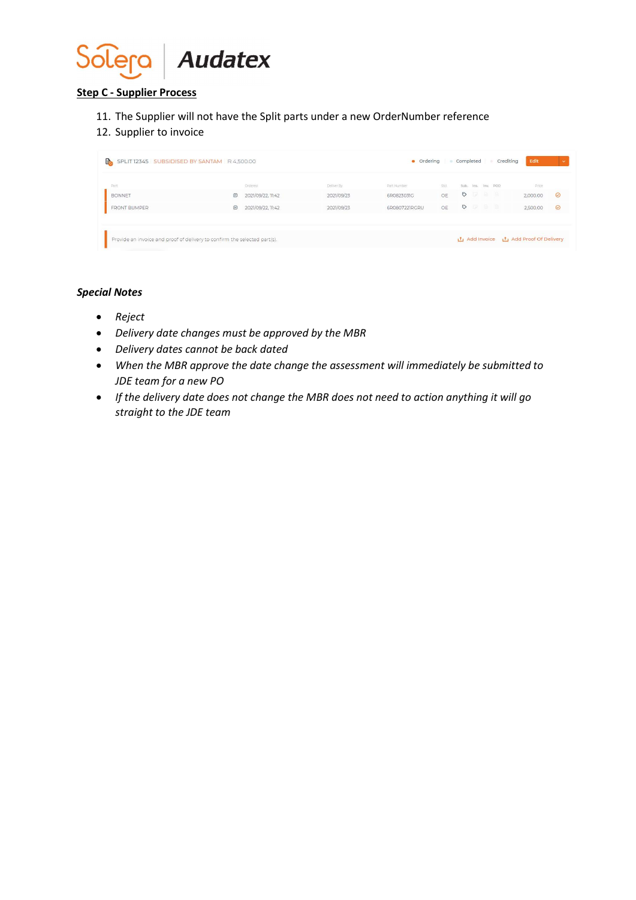**Step C - Supplier Process**

11. The Supplier will not have the Split parts under a new OrderNumber reference
12. Supplier to invoice

SPLIT 12345 SUBSIDISED BY SANTAM R 4,500.00

Ordering | Completed | Crediting | Edit

| Part | Ordered | Deliver By | Part Number | Std | Sub. Inv. Inv. POD | Price |
|---|---|---|---|---|---|---|
| BONNET | 2021/09/22, 11:42 | 2021/09/23 | 6R0823031G | OE | | 2,000.00 |
| FRONT BUMPER | 2021/09/22, 11:42 | 2021/09/23 | 6R0807221RGRU | OE | | 2,500.00 |

Provide an invoice and proof of delivery to confirm the selected part(s).

Add Invoice | Add Proof Of Delivery

***Special Notes***

- *Reject*
- *Delivery date changes must be approved by the MBR*
- *Delivery dates cannot be back dated*
- *When the MBR approve the date change the assessment will immediately be submitted to JDE team for a new PO*
- *If the delivery date does not change the MBR does not need to action anything it will go straight to the JDE team*